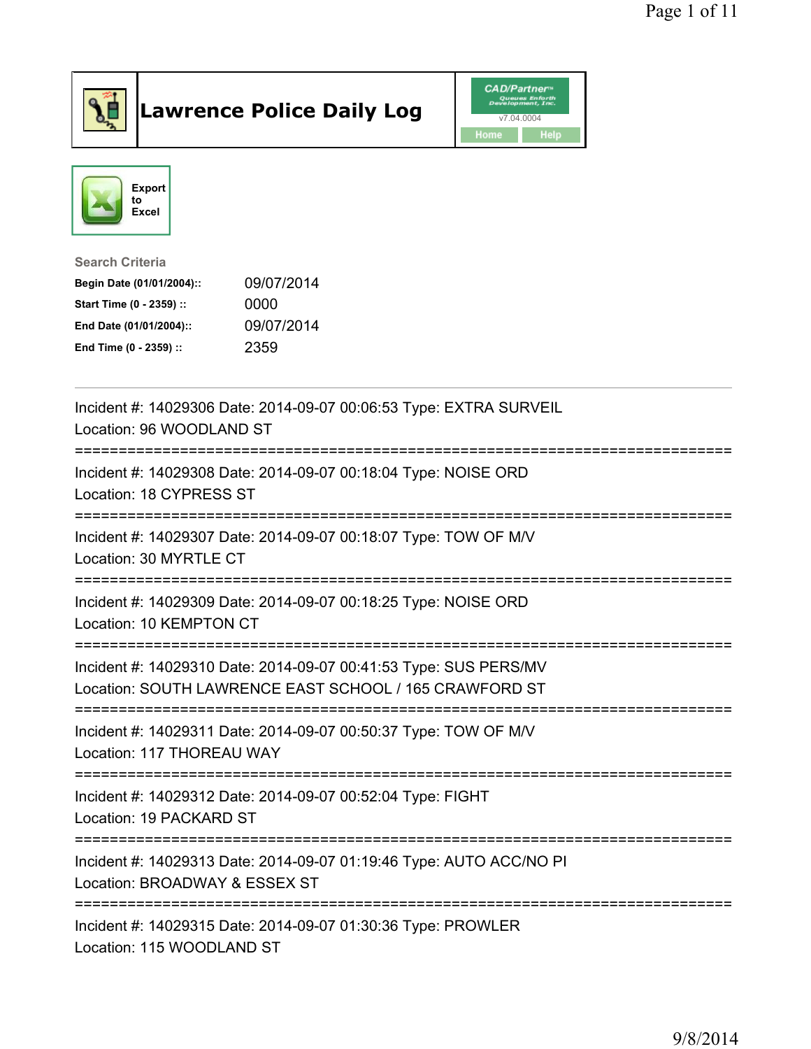# Lawrence Police Daily Log

Export to Excel

**Search Criteria**

| | |
|---|---|
| **Begin Date (01/01/2004)::** | 09/07/2014 |
| **Start Time (0 - 2359) ::** | 0000 |
| **End Date (01/01/2004)::** | 09/07/2014 |
| **End Time (0 - 2359) ::** | 2359 |

---

Incident #: 14029306 Date: 2014-09-07 00:06:53 Type: EXTRA SURVEIL
Location: 96 WOODLAND ST

===========================================================================

Incident #: 14029308 Date: 2014-09-07 00:18:04 Type: NOISE ORD
Location: 18 CYPRESS ST

===========================================================================

Incident #: 14029307 Date: 2014-09-07 00:18:07 Type: TOW OF M/V
Location: 30 MYRTLE CT

===========================================================================

Incident #: 14029309 Date: 2014-09-07 00:18:25 Type: NOISE ORD
Location: 10 KEMPTON CT

===========================================================================

Incident #: 14029310 Date: 2014-09-07 00:41:53 Type: SUS PERS/MV
Location: SOUTH LAWRENCE EAST SCHOOL / 165 CRAWFORD ST

===========================================================================

Incident #: 14029311 Date: 2014-09-07 00:50:37 Type: TOW OF M/V
Location: 117 THOREAU WAY

===========================================================================

Incident #: 14029312 Date: 2014-09-07 00:52:04 Type: FIGHT
Location: 19 PACKARD ST

===========================================================================

Incident #: 14029313 Date: 2014-09-07 01:19:46 Type: AUTO ACC/NO PI
Location: BROADWAY & ESSEX ST

===========================================================================

Incident #: 14029315 Date: 2014-09-07 01:30:36 Type: PROWLER
Location: 115 WOODLAND ST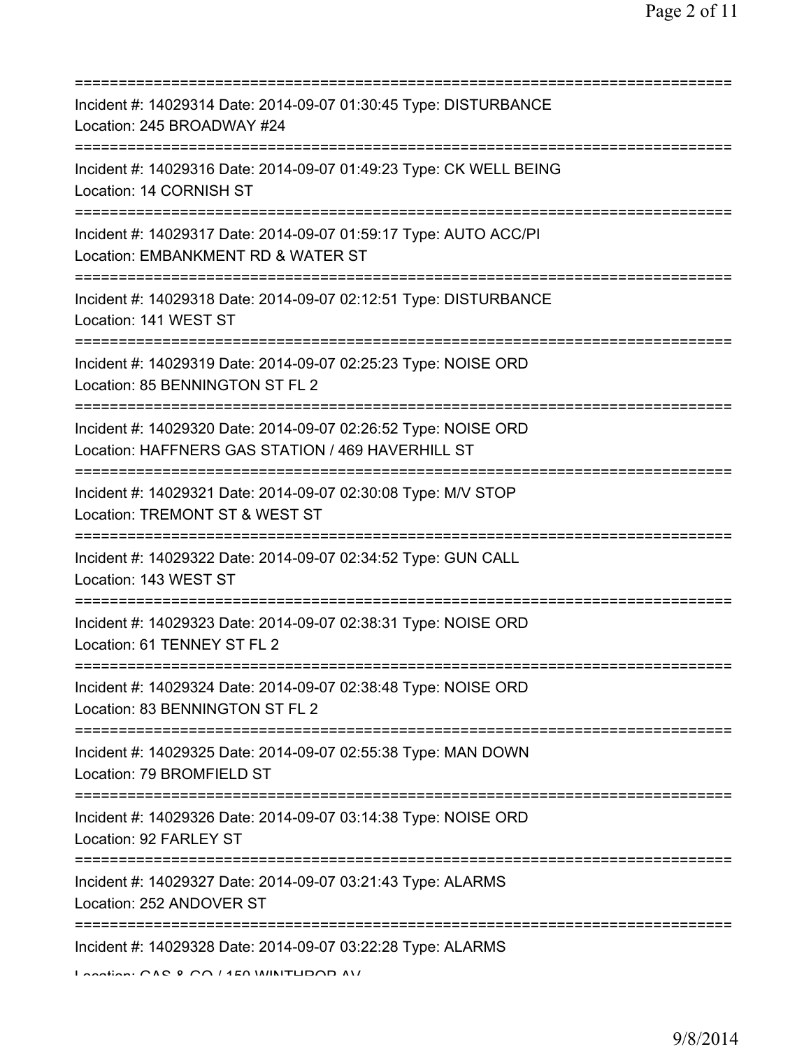==============================================================================
Incident #: 14029314 Date: 2014-09-07 01:30:45 Type: DISTURBANCE
Location: 245 BROADWAY #24
==============================================================================
Incident #: 14029316 Date: 2014-09-07 01:49:23 Type: CK WELL BEING
Location: 14 CORNISH ST
==============================================================================
Incident #: 14029317 Date: 2014-09-07 01:59:17 Type: AUTO ACC/PI
Location: EMBANKMENT RD & WATER ST
==============================================================================
Incident #: 14029318 Date: 2014-09-07 02:12:51 Type: DISTURBANCE
Location: 141 WEST ST
==============================================================================
Incident #: 14029319 Date: 2014-09-07 02:25:23 Type: NOISE ORD
Location: 85 BENNINGTON ST FL 2
==============================================================================
Incident #: 14029320 Date: 2014-09-07 02:26:52 Type: NOISE ORD
Location: HAFFNERS GAS STATION / 469 HAVERHILL ST
==============================================================================
Incident #: 14029321 Date: 2014-09-07 02:30:08 Type: M/V STOP
Location: TREMONT ST & WEST ST
==============================================================================
Incident #: 14029322 Date: 2014-09-07 02:34:52 Type: GUN CALL
Location: 143 WEST ST
==============================================================================
Incident #: 14029323 Date: 2014-09-07 02:38:31 Type: NOISE ORD
Location: 61 TENNEY ST FL 2
==============================================================================
Incident #: 14029324 Date: 2014-09-07 02:38:48 Type: NOISE ORD
Location: 83 BENNINGTON ST FL 2
==============================================================================
Incident #: 14029325 Date: 2014-09-07 02:55:38 Type: MAN DOWN
Location: 79 BROMFIELD ST
==============================================================================
Incident #: 14029326 Date: 2014-09-07 03:14:38 Type: NOISE ORD
Location: 92 FARLEY ST
==============================================================================
Incident #: 14029327 Date: 2014-09-07 03:21:43 Type: ALARMS
Location: 252 ANDOVER ST
==============================================================================
Incident #: 14029328 Date: 2014-09-07 03:22:28 Type: ALARMS
Location: GAS & CO / 150 WINTHROP AV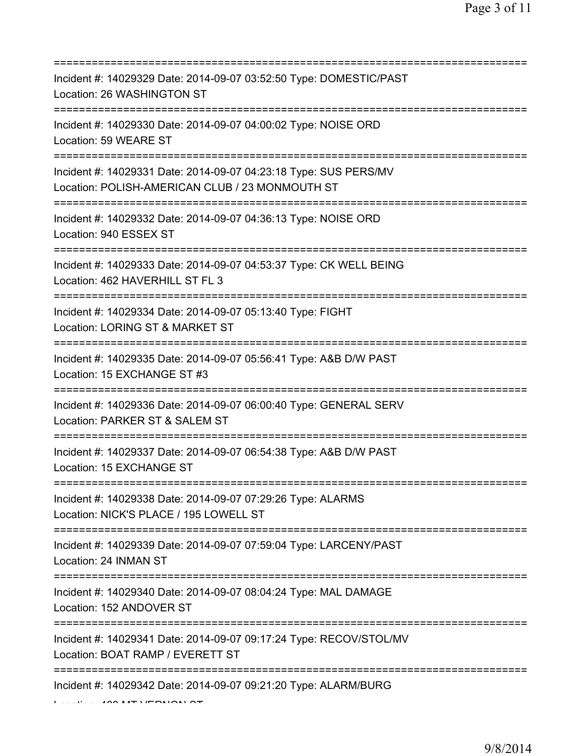===========================================================================

Incident #: 14029329 Date: 2014-09-07 03:52:50 Type: DOMESTIC/PAST
Location: 26 WASHINGTON ST

===========================================================================

Incident #: 14029330 Date: 2014-09-07 04:00:02 Type: NOISE ORD
Location: 59 WEARE ST

===========================================================================

Incident #: 14029331 Date: 2014-09-07 04:23:18 Type: SUS PERS/MV
Location: POLISH-AMERICAN CLUB / 23 MONMOUTH ST

===========================================================================

Incident #: 14029332 Date: 2014-09-07 04:36:13 Type: NOISE ORD
Location: 940 ESSEX ST

===========================================================================

Incident #: 14029333 Date: 2014-09-07 04:53:37 Type: CK WELL BEING
Location: 462 HAVERHILL ST FL 3

===========================================================================

Incident #: 14029334 Date: 2014-09-07 05:13:40 Type: FIGHT
Location: LORING ST & MARKET ST

===========================================================================

Incident #: 14029335 Date: 2014-09-07 05:56:41 Type: A&B D/W PAST
Location: 15 EXCHANGE ST #3

===========================================================================

Incident #: 14029336 Date: 2014-09-07 06:00:40 Type: GENERAL SERV
Location: PARKER ST & SALEM ST

===========================================================================

Incident #: 14029337 Date: 2014-09-07 06:54:38 Type: A&B D/W PAST
Location: 15 EXCHANGE ST

===========================================================================

Incident #: 14029338 Date: 2014-09-07 07:29:26 Type: ALARMS
Location: NICK'S PLACE / 195 LOWELL ST

===========================================================================

Incident #: 14029339 Date: 2014-09-07 07:59:04 Type: LARCENY/PAST
Location: 24 INMAN ST

===========================================================================

Incident #: 14029340 Date: 2014-09-07 08:04:24 Type: MAL DAMAGE
Location: 152 ANDOVER ST

===========================================================================

Incident #: 14029341 Date: 2014-09-07 09:17:24 Type: RECOV/STOL/MV
Location: BOAT RAMP / EVERETT ST

===========================================================================

Incident #: 14029342 Date: 2014-09-07 09:21:20 Type: ALARM/BURG
Location: 400 MT VERNON ST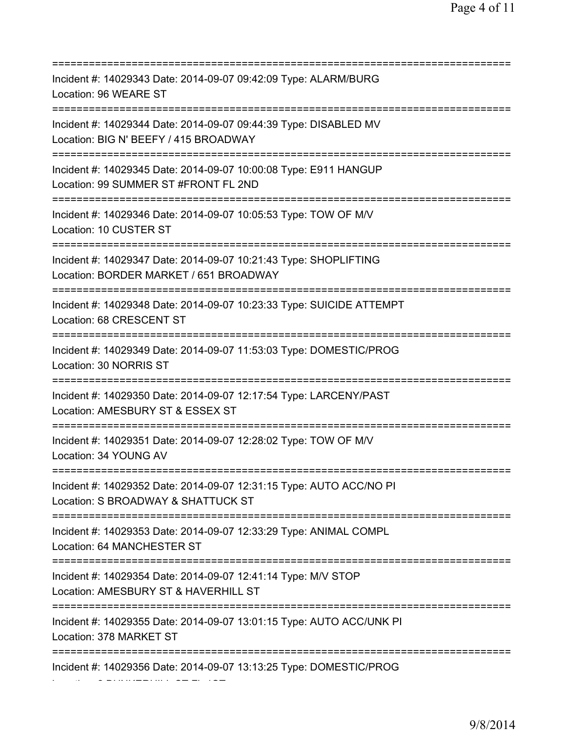===========================================================================
Incident #: 14029343 Date: 2014-09-07 09:42:09 Type: ALARM/BURG
Location: 96 WEARE ST
===========================================================================
Incident #: 14029344 Date: 2014-09-07 09:44:39 Type: DISABLED MV
Location: BIG N' BEEFY / 415 BROADWAY
===========================================================================
Incident #: 14029345 Date: 2014-09-07 10:00:08 Type: E911 HANGUP
Location: 99 SUMMER ST #FRONT FL 2ND
===========================================================================
Incident #: 14029346 Date: 2014-09-07 10:05:53 Type: TOW OF M/V
Location: 10 CUSTER ST
===========================================================================
Incident #: 14029347 Date: 2014-09-07 10:21:43 Type: SHOPLIFTING
Location: BORDER MARKET / 651 BROADWAY
===========================================================================
Incident #: 14029348 Date: 2014-09-07 10:23:33 Type: SUICIDE ATTEMPT
Location: 68 CRESCENT ST
===========================================================================
Incident #: 14029349 Date: 2014-09-07 11:53:03 Type: DOMESTIC/PROG
Location: 30 NORRIS ST
===========================================================================
Incident #: 14029350 Date: 2014-09-07 12:17:54 Type: LARCENY/PAST
Location: AMESBURY ST & ESSEX ST
===========================================================================
Incident #: 14029351 Date: 2014-09-07 12:28:02 Type: TOW OF M/V
Location: 34 YOUNG AV
===========================================================================
Incident #: 14029352 Date: 2014-09-07 12:31:15 Type: AUTO ACC/NO PI
Location: S BROADWAY & SHATTUCK ST
===========================================================================
Incident #: 14029353 Date: 2014-09-07 12:33:29 Type: ANIMAL COMPL
Location: 64 MANCHESTER ST
===========================================================================
Incident #: 14029354 Date: 2014-09-07 12:41:14 Type: M/V STOP
Location: AMESBURY ST & HAVERHILL ST
===========================================================================
Incident #: 14029355 Date: 2014-09-07 13:01:15 Type: AUTO ACC/UNK PI
Location: 378 MARKET ST
===========================================================================
Incident #: 14029356 Date: 2014-09-07 13:13:25 Type: DOMESTIC/PROG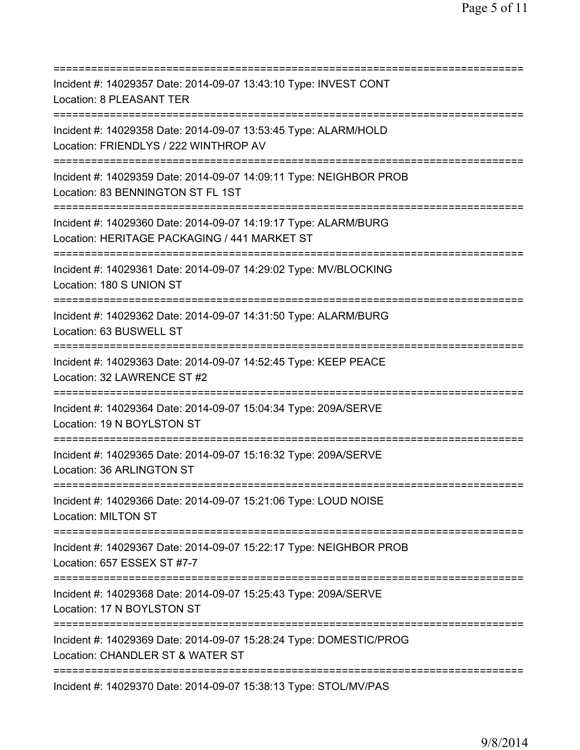===========================================================================
Incident #: 14029357 Date: 2014-09-07 13:43:10 Type: INVEST CONT
Location: 8 PLEASANT TER
===========================================================================
Incident #: 14029358 Date: 2014-09-07 13:53:45 Type: ALARM/HOLD
Location: FRIENDLYS / 222 WINTHROP AV
===========================================================================
Incident #: 14029359 Date: 2014-09-07 14:09:11 Type: NEIGHBOR PROB
Location: 83 BENNINGTON ST FL 1ST
===========================================================================
Incident #: 14029360 Date: 2014-09-07 14:19:17 Type: ALARM/BURG
Location: HERITAGE PACKAGING / 441 MARKET ST
===========================================================================
Incident #: 14029361 Date: 2014-09-07 14:29:02 Type: MV/BLOCKING
Location: 180 S UNION ST
===========================================================================
Incident #: 14029362 Date: 2014-09-07 14:31:50 Type: ALARM/BURG
Location: 63 BUSWELL ST
===========================================================================
Incident #: 14029363 Date: 2014-09-07 14:52:45 Type: KEEP PEACE
Location: 32 LAWRENCE ST #2
===========================================================================
Incident #: 14029364 Date: 2014-09-07 15:04:34 Type: 209A/SERVE
Location: 19 N BOYLSTON ST
===========================================================================
Incident #: 14029365 Date: 2014-09-07 15:16:32 Type: 209A/SERVE
Location: 36 ARLINGTON ST
===========================================================================
Incident #: 14029366 Date: 2014-09-07 15:21:06 Type: LOUD NOISE
Location: MILTON ST
===========================================================================
Incident #: 14029367 Date: 2014-09-07 15:22:17 Type: NEIGHBOR PROB
Location: 657 ESSEX ST #7-7
===========================================================================
Incident #: 14029368 Date: 2014-09-07 15:25:43 Type: 209A/SERVE
Location: 17 N BOYLSTON ST
===========================================================================
Incident #: 14029369 Date: 2014-09-07 15:28:24 Type: DOMESTIC/PROG
Location: CHANDLER ST & WATER ST
===========================================================================
Incident #: 14029370 Date: 2014-09-07 15:38:13 Type: STOL/MV/PAS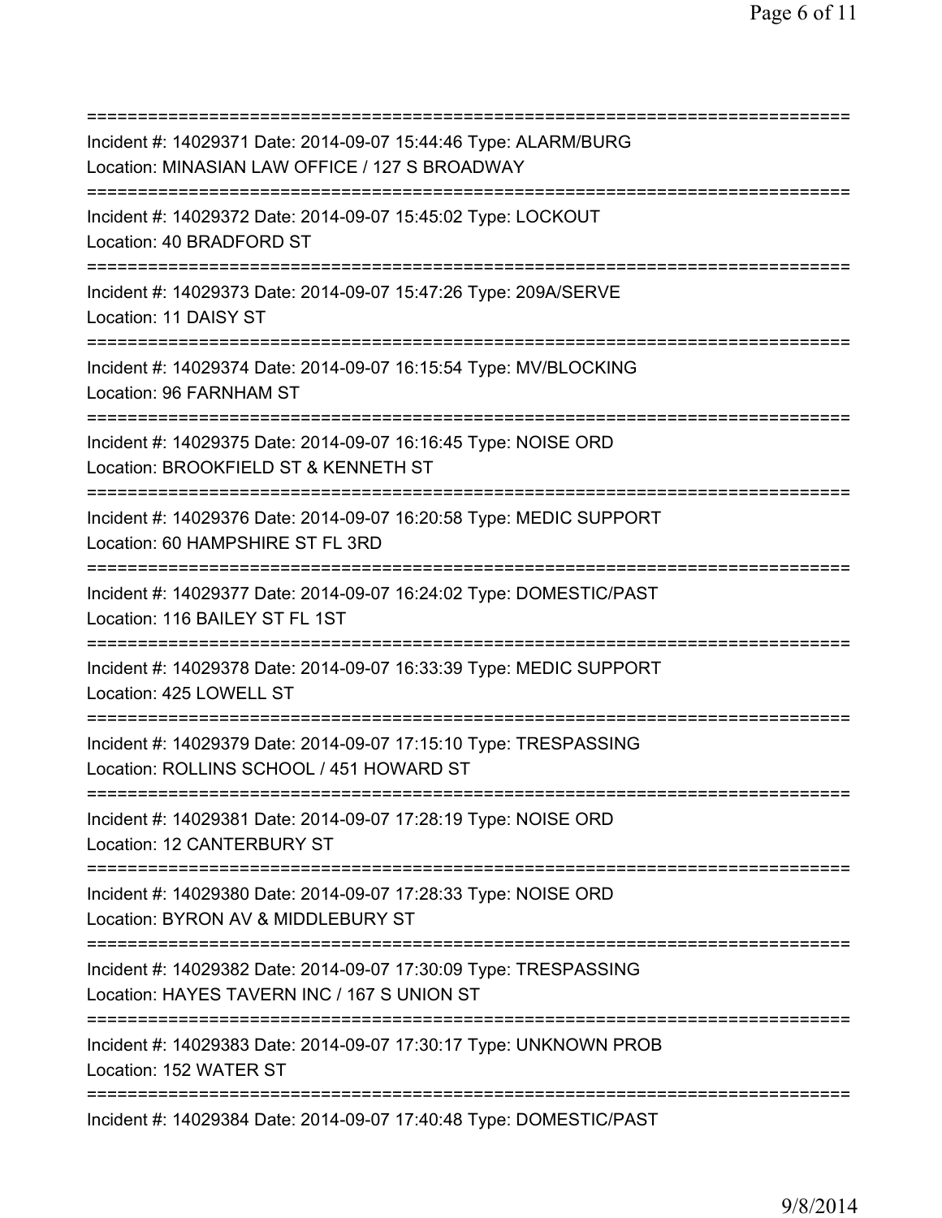===========================================================================
Incident #: 14029371 Date: 2014-09-07 15:44:46 Type: ALARM/BURG
Location: MINASIAN LAW OFFICE / 127 S BROADWAY
===========================================================================
Incident #: 14029372 Date: 2014-09-07 15:45:02 Type: LOCKOUT
Location: 40 BRADFORD ST
===========================================================================
Incident #: 14029373 Date: 2014-09-07 15:47:26 Type: 209A/SERVE
Location: 11 DAISY ST
===========================================================================
Incident #: 14029374 Date: 2014-09-07 16:15:54 Type: MV/BLOCKING
Location: 96 FARNHAM ST
===========================================================================
Incident #: 14029375 Date: 2014-09-07 16:16:45 Type: NOISE ORD
Location: BROOKFIELD ST & KENNETH ST
===========================================================================
Incident #: 14029376 Date: 2014-09-07 16:20:58 Type: MEDIC SUPPORT
Location: 60 HAMPSHIRE ST FL 3RD
===========================================================================
Incident #: 14029377 Date: 2014-09-07 16:24:02 Type: DOMESTIC/PAST
Location: 116 BAILEY ST FL 1ST
===========================================================================
Incident #: 14029378 Date: 2014-09-07 16:33:39 Type: MEDIC SUPPORT
Location: 425 LOWELL ST
===========================================================================
Incident #: 14029379 Date: 2014-09-07 17:15:10 Type: TRESPASSING
Location: ROLLINS SCHOOL / 451 HOWARD ST
===========================================================================
Incident #: 14029381 Date: 2014-09-07 17:28:19 Type: NOISE ORD
Location: 12 CANTERBURY ST
===========================================================================
Incident #: 14029380 Date: 2014-09-07 17:28:33 Type: NOISE ORD
Location: BYRON AV & MIDDLEBURY ST
===========================================================================
Incident #: 14029382 Date: 2014-09-07 17:30:09 Type: TRESPASSING
Location: HAYES TAVERN INC / 167 S UNION ST
===========================================================================
Incident #: 14029383 Date: 2014-09-07 17:30:17 Type: UNKNOWN PROB
Location: 152 WATER ST
===========================================================================
Incident #: 14029384 Date: 2014-09-07 17:40:48 Type: DOMESTIC/PAST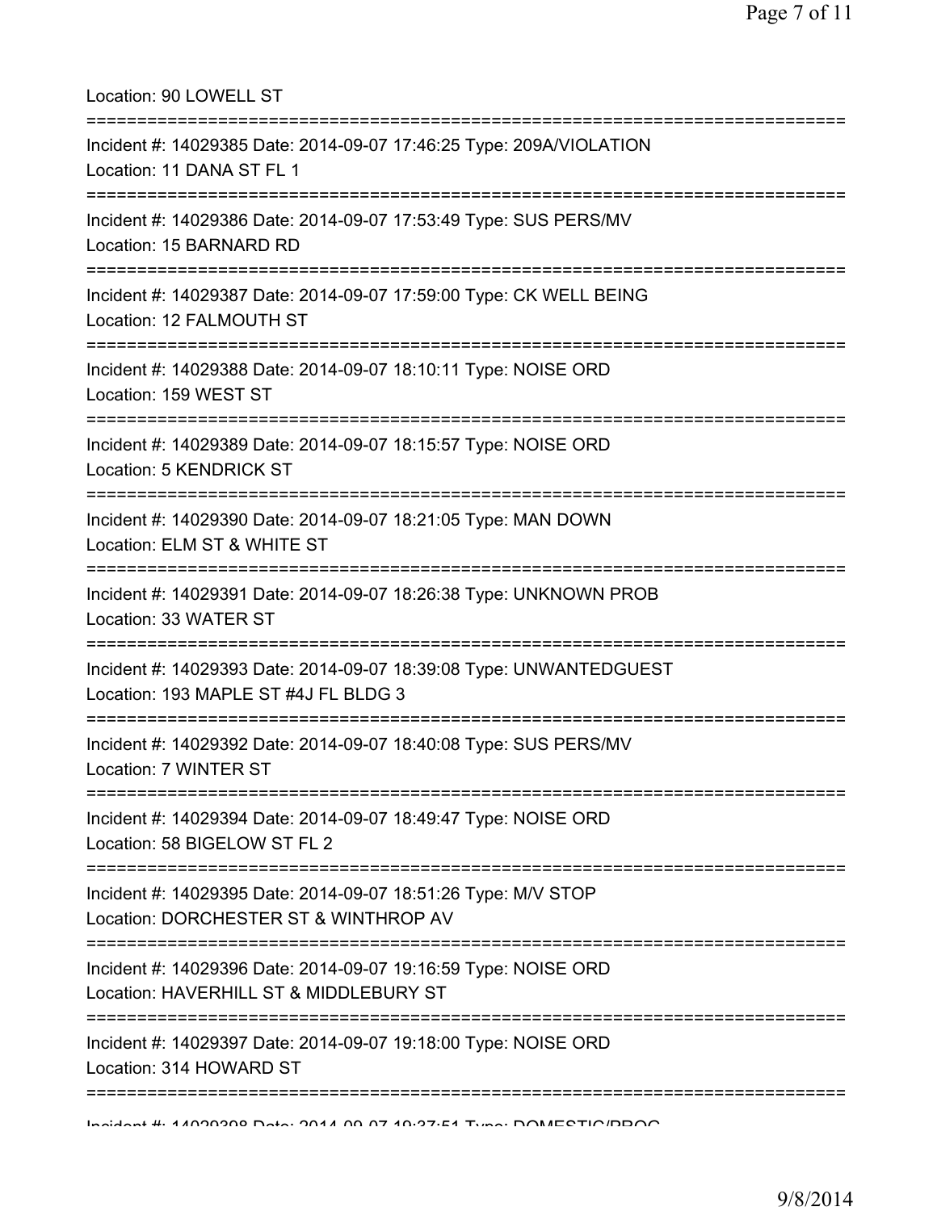Location: 90 LOWELL ST

===========================================================================

Incident #: 14029385 Date: 2014-09-07 17:46:25 Type: 209A/VIOLATION
Location: 11 DANA ST FL 1

===========================================================================

Incident #: 14029386 Date: 2014-09-07 17:53:49 Type: SUS PERS/MV
Location: 15 BARNARD RD

===========================================================================

Incident #: 14029387 Date: 2014-09-07 17:59:00 Type: CK WELL BEING
Location: 12 FALMOUTH ST

===========================================================================

Incident #: 14029388 Date: 2014-09-07 18:10:11 Type: NOISE ORD
Location: 159 WEST ST

===========================================================================

Incident #: 14029389 Date: 2014-09-07 18:15:57 Type: NOISE ORD
Location: 5 KENDRICK ST

===========================================================================

Incident #: 14029390 Date: 2014-09-07 18:21:05 Type: MAN DOWN
Location: ELM ST & WHITE ST

===========================================================================

Incident #: 14029391 Date: 2014-09-07 18:26:38 Type: UNKNOWN PROB
Location: 33 WATER ST

===========================================================================

Incident #: 14029393 Date: 2014-09-07 18:39:08 Type: UNWANTEDGUEST
Location: 193 MAPLE ST #4J FL BLDG 3

===========================================================================

Incident #: 14029392 Date: 2014-09-07 18:40:08 Type: SUS PERS/MV
Location: 7 WINTER ST

===========================================================================

Incident #: 14029394 Date: 2014-09-07 18:49:47 Type: NOISE ORD
Location: 58 BIGELOW ST FL 2

===========================================================================

Incident #: 14029395 Date: 2014-09-07 18:51:26 Type: M/V STOP
Location: DORCHESTER ST & WINTHROP AV

===========================================================================

Incident #: 14029396 Date: 2014-09-07 19:16:59 Type: NOISE ORD
Location: HAVERHILL ST & MIDDLEBURY ST

===========================================================================

Incident #: 14029397 Date: 2014-09-07 19:18:00 Type: NOISE ORD
Location: 314 HOWARD ST

===========================================================================

Incident #: 14029398 Date: 2014-09-07 19:37:51 Type: DOMESTIC/PROG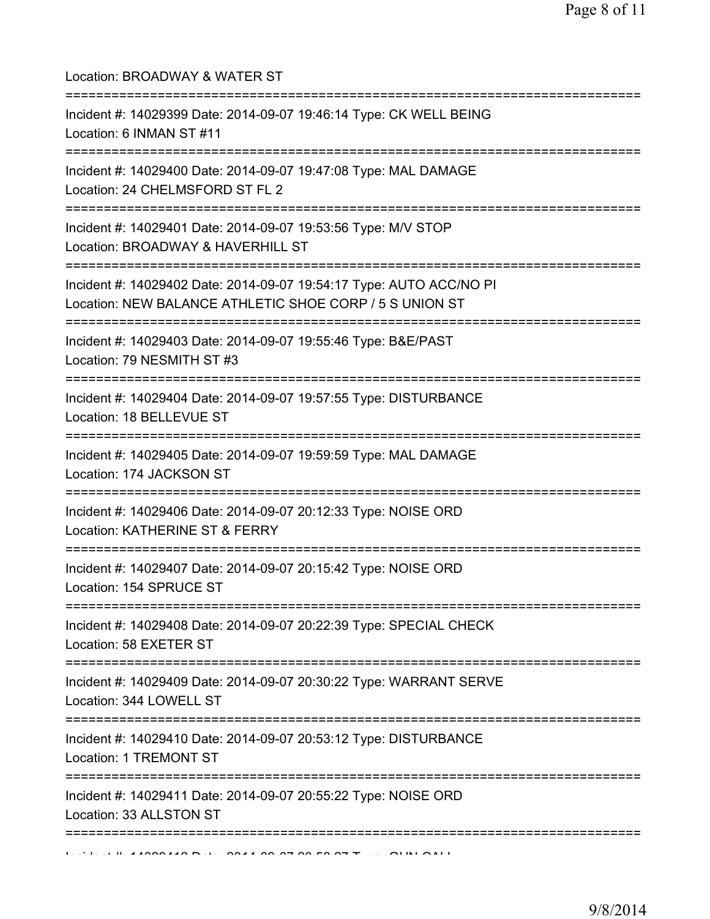Location: BROADWAY & WATER ST

===========================================================================

Incident #: 14029399 Date: 2014-09-07 19:46:14 Type: CK WELL BEING
Location: 6 INMAN ST #11

===========================================================================

Incident #: 14029400 Date: 2014-09-07 19:47:08 Type: MAL DAMAGE
Location: 24 CHELMSFORD ST FL 2

===========================================================================

Incident #: 14029401 Date: 2014-09-07 19:53:56 Type: M/V STOP
Location: BROADWAY & HAVERHILL ST

===========================================================================

Incident #: 14029402 Date: 2014-09-07 19:54:17 Type: AUTO ACC/NO PI
Location: NEW BALANCE ATHLETIC SHOE CORP / 5 S UNION ST

===========================================================================

Incident #: 14029403 Date: 2014-09-07 19:55:46 Type: B&E/PAST
Location: 79 NESMITH ST #3

===========================================================================

Incident #: 14029404 Date: 2014-09-07 19:57:55 Type: DISTURBANCE
Location: 18 BELLEVUE ST

===========================================================================

Incident #: 14029405 Date: 2014-09-07 19:59:59 Type: MAL DAMAGE
Location: 174 JACKSON ST

===========================================================================

Incident #: 14029406 Date: 2014-09-07 20:12:33 Type: NOISE ORD
Location: KATHERINE ST & FERRY

===========================================================================

Incident #: 14029407 Date: 2014-09-07 20:15:42 Type: NOISE ORD
Location: 154 SPRUCE ST

===========================================================================

Incident #: 14029408 Date: 2014-09-07 20:22:39 Type: SPECIAL CHECK
Location: 58 EXETER ST

===========================================================================

Incident #: 14029409 Date: 2014-09-07 20:30:22 Type: WARRANT SERVE
Location: 344 LOWELL ST

===========================================================================

Incident #: 14029410 Date: 2014-09-07 20:53:12 Type: DISTURBANCE
Location: 1 TREMONT ST

===========================================================================

Incident #: 14029411 Date: 2014-09-07 20:55:22 Type: NOISE ORD
Location: 33 ALLSTON ST

===========================================================================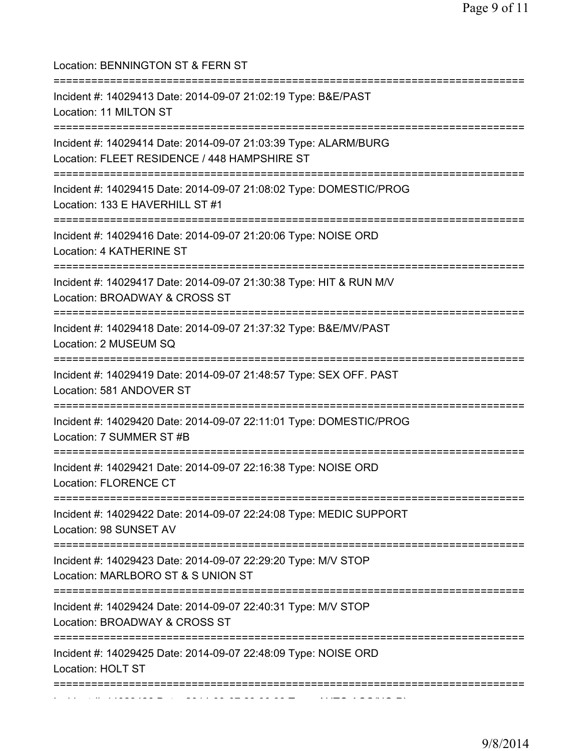Location: BENNINGTON ST & FERN ST

===========================================================================

Incident #: 14029413 Date: 2014-09-07 21:02:19 Type: B&E/PAST

Location: 11 MILTON ST

===========================================================================

Incident #: 14029414 Date: 2014-09-07 21:03:39 Type: ALARM/BURG

Location: FLEET RESIDENCE / 448 HAMPSHIRE ST

===========================================================================

Incident #: 14029415 Date: 2014-09-07 21:08:02 Type: DOMESTIC/PROG

Location: 133 E HAVERHILL ST #1

===========================================================================

Incident #: 14029416 Date: 2014-09-07 21:20:06 Type: NOISE ORD

Location: 4 KATHERINE ST

===========================================================================

Incident #: 14029417 Date: 2014-09-07 21:30:38 Type: HIT & RUN M/V

Location: BROADWAY & CROSS ST

===========================================================================

Incident #: 14029418 Date: 2014-09-07 21:37:32 Type: B&E/MV/PAST

Location: 2 MUSEUM SQ

===========================================================================

Incident #: 14029419 Date: 2014-09-07 21:48:57 Type: SEX OFF. PAST

Location: 581 ANDOVER ST

===========================================================================

Incident #: 14029420 Date: 2014-09-07 22:11:01 Type: DOMESTIC/PROG

Location: 7 SUMMER ST #B

===========================================================================

Incident #: 14029421 Date: 2014-09-07 22:16:38 Type: NOISE ORD

Location: FLORENCE CT

===========================================================================

Incident #: 14029422 Date: 2014-09-07 22:24:08 Type: MEDIC SUPPORT

Location: 98 SUNSET AV

===========================================================================

Incident #: 14029423 Date: 2014-09-07 22:29:20 Type: M/V STOP

Location: MARLBORO ST & S UNION ST

===========================================================================

Incident #: 14029424 Date: 2014-09-07 22:40:31 Type: M/V STOP

Location: BROADWAY & CROSS ST

===========================================================================

Incident #: 14029425 Date: 2014-09-07 22:48:09 Type: NOISE ORD

Location: HOLT ST

===========================================================================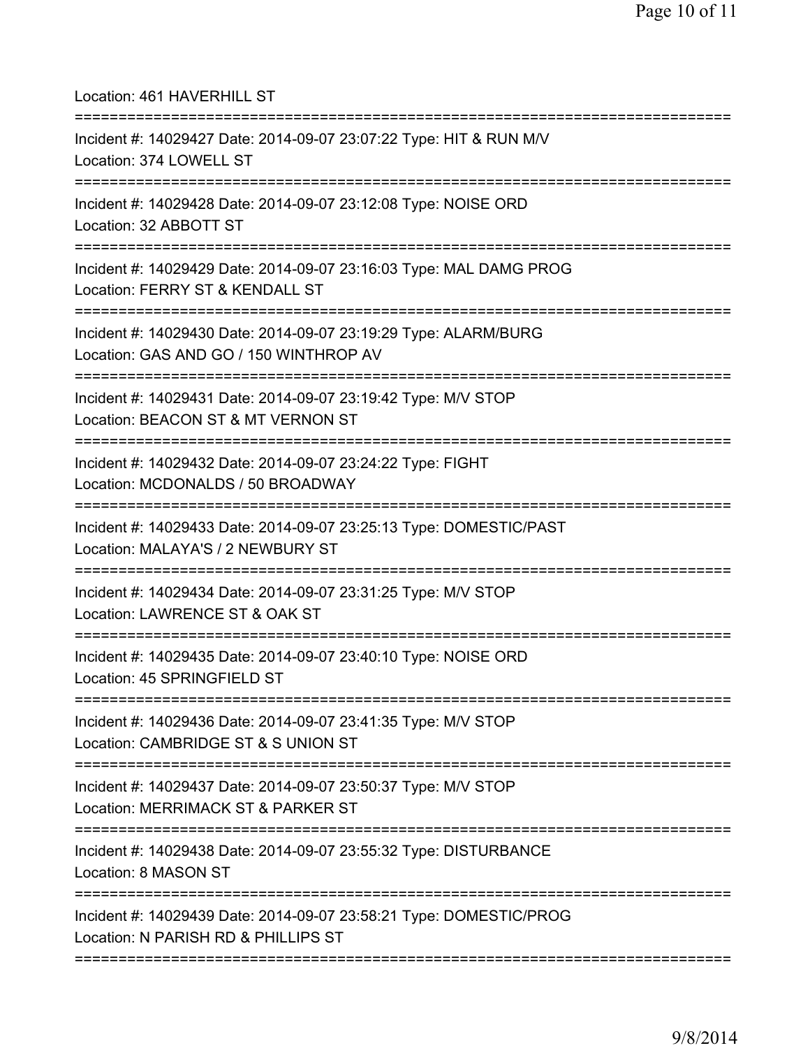Location: 461 HAVERHILL ST

===========================================================================

Incident #: 14029427 Date: 2014-09-07 23:07:22 Type: HIT & RUN M/V
Location: 374 LOWELL ST

===========================================================================

Incident #: 14029428 Date: 2014-09-07 23:12:08 Type: NOISE ORD
Location: 32 ABBOTT ST

===========================================================================

Incident #: 14029429 Date: 2014-09-07 23:16:03 Type: MAL DAMG PROG
Location: FERRY ST & KENDALL ST

===========================================================================

Incident #: 14029430 Date: 2014-09-07 23:19:29 Type: ALARM/BURG
Location: GAS AND GO / 150 WINTHROP AV

===========================================================================

Incident #: 14029431 Date: 2014-09-07 23:19:42 Type: M/V STOP
Location: BEACON ST & MT VERNON ST

===========================================================================

Incident #: 14029432 Date: 2014-09-07 23:24:22 Type: FIGHT
Location: MCDONALDS / 50 BROADWAY

===========================================================================

Incident #: 14029433 Date: 2014-09-07 23:25:13 Type: DOMESTIC/PAST
Location: MALAYA'S / 2 NEWBURY ST

===========================================================================

Incident #: 14029434 Date: 2014-09-07 23:31:25 Type: M/V STOP
Location: LAWRENCE ST & OAK ST

===========================================================================

Incident #: 14029435 Date: 2014-09-07 23:40:10 Type: NOISE ORD
Location: 45 SPRINGFIELD ST

===========================================================================

Incident #: 14029436 Date: 2014-09-07 23:41:35 Type: M/V STOP
Location: CAMBRIDGE ST & S UNION ST

===========================================================================

Incident #: 14029437 Date: 2014-09-07 23:50:37 Type: M/V STOP
Location: MERRIMACK ST & PARKER ST

===========================================================================

Incident #: 14029438 Date: 2014-09-07 23:55:32 Type: DISTURBANCE
Location: 8 MASON ST

===========================================================================

Incident #: 14029439 Date: 2014-09-07 23:58:21 Type: DOMESTIC/PROG
Location: N PARISH RD & PHILLIPS ST

===========================================================================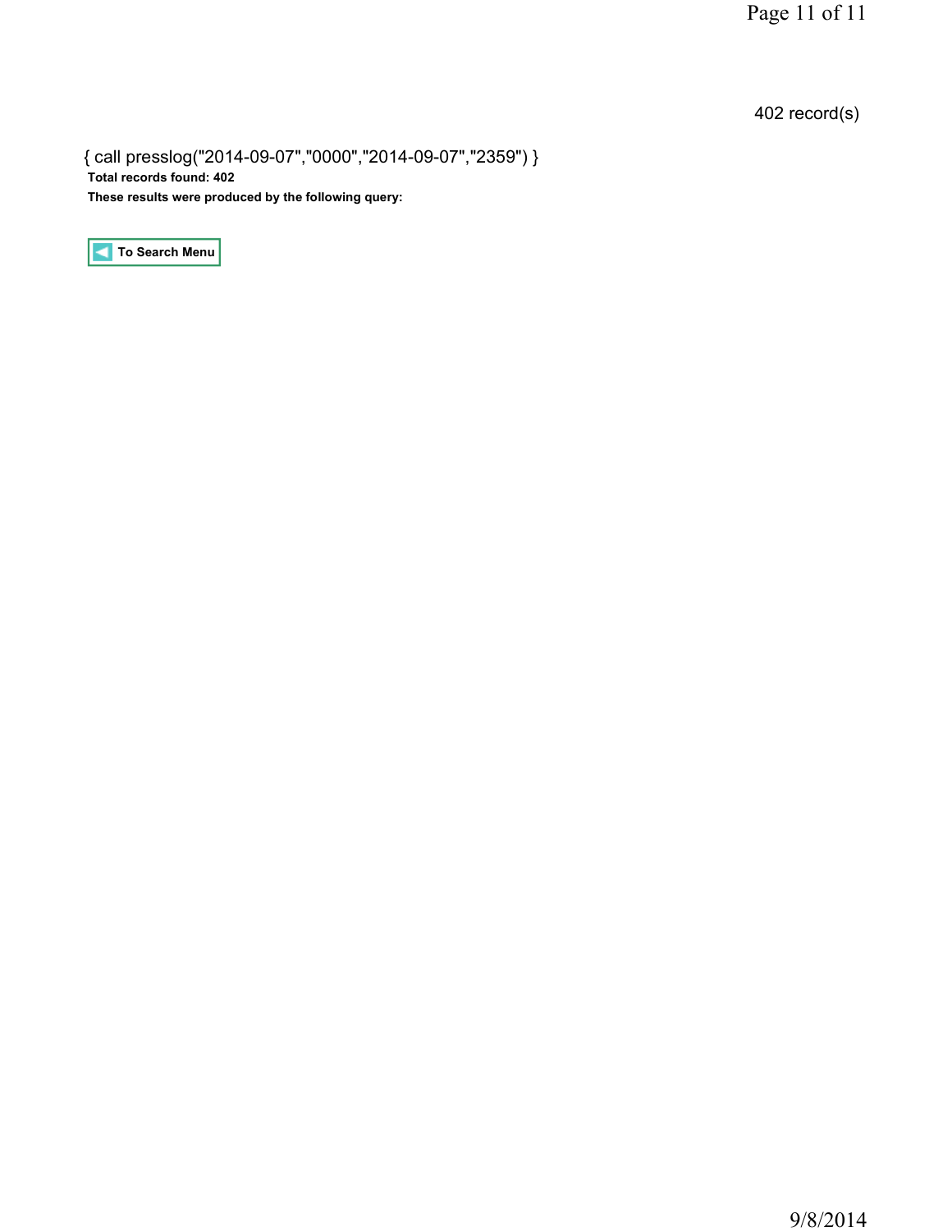402 record(s)

```
{ call presslog("2014-09-07","0000","2014-09-07","2359") }
```

**Total records found: 402**

**These results were produced by the following query:**

**To Search Menu**